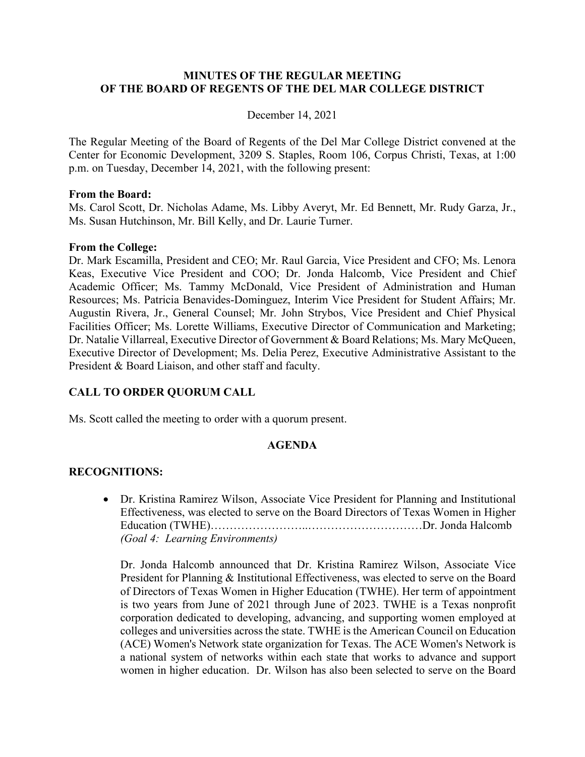**MINUTES OF THE REGULAR MEETING**
**OF THE BOARD OF REGENTS OF THE DEL MAR COLLEGE DISTRICT**

December 14, 2021

The Regular Meeting of the Board of Regents of the Del Mar College District convened at the Center for Economic Development, 3209 S. Staples, Room 106, Corpus Christi, Texas, at 1:00 p.m. on Tuesday, December 14, 2021, with the following present:

**From the Board:**
Ms. Carol Scott, Dr. Nicholas Adame, Ms. Libby Averyt, Mr. Ed Bennett, Mr. Rudy Garza, Jr., Ms. Susan Hutchinson, Mr. Bill Kelly, and Dr. Laurie Turner.

**From the College:**
Dr. Mark Escamilla, President and CEO; Mr. Raul Garcia, Vice President and CFO; Ms. Lenora Keas, Executive Vice President and COO; Dr. Jonda Halcomb, Vice President and Chief Academic Officer; Ms. Tammy McDonald, Vice President of Administration and Human Resources; Ms. Patricia Benavides-Dominguez, Interim Vice President for Student Affairs; Mr. Augustin Rivera, Jr., General Counsel; Mr. John Strybos, Vice President and Chief Physical Facilities Officer; Ms. Lorette Williams, Executive Director of Communication and Marketing; Dr. Natalie Villarreal, Executive Director of Government & Board Relations; Ms. Mary McQueen, Executive Director of Development; Ms. Delia Perez, Executive Administrative Assistant to the President & Board Liaison, and other staff and faculty.

## CALL TO ORDER QUORUM CALL

Ms. Scott called the meeting to order with a quorum present.

## AGENDA

## RECOGNITIONS:

- Dr. Kristina Ramirez Wilson, Associate Vice President for Planning and Institutional Effectiveness, was elected to serve on the Board Directors of Texas Women in Higher Education (TWHE)……………………..…………………………Dr. Jonda Halcomb
  *(Goal 4: Learning Environments)*

  Dr. Jonda Halcomb announced that Dr. Kristina Ramirez Wilson, Associate Vice President for Planning & Institutional Effectiveness, was elected to serve on the Board of Directors of Texas Women in Higher Education (TWHE). Her term of appointment is two years from June of 2021 through June of 2023. TWHE is a Texas nonprofit corporation dedicated to developing, advancing, and supporting women employed at colleges and universities across the state. TWHE is the American Council on Education (ACE) Women's Network state organization for Texas. The ACE Women's Network is a national system of networks within each state that works to advance and support women in higher education. Dr. Wilson has also been selected to serve on the Board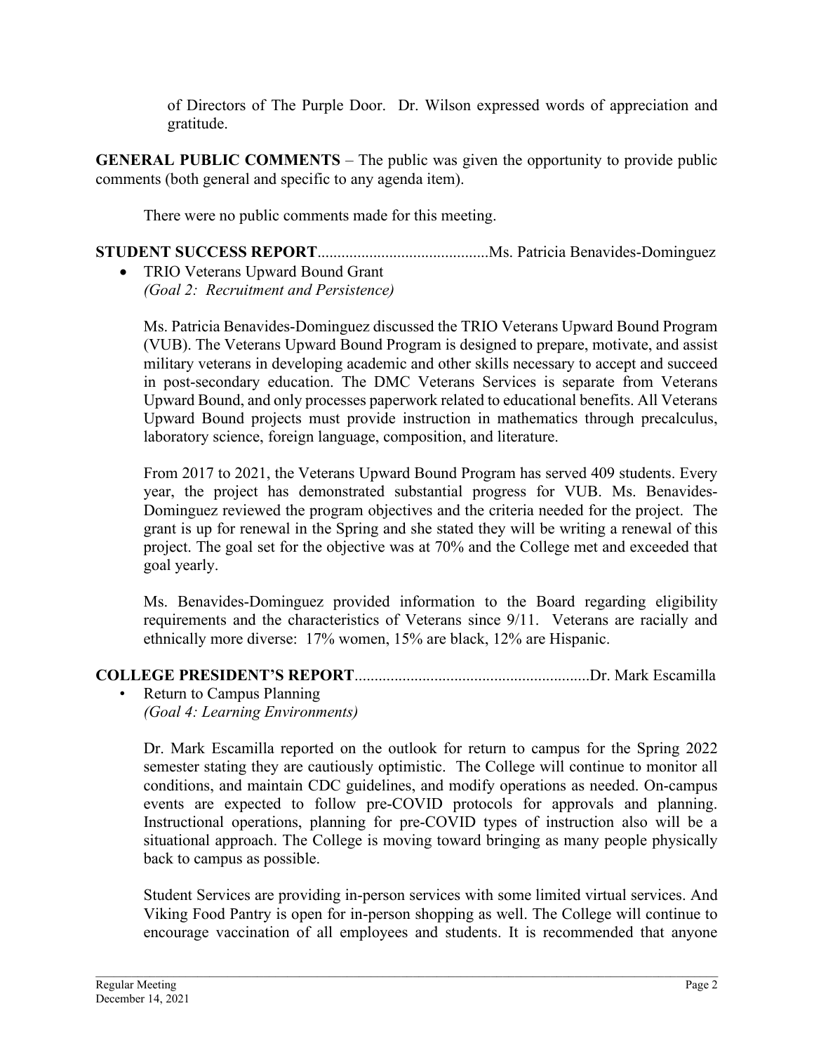of Directors of The Purple Door. Dr. Wilson expressed words of appreciation and gratitude.

**GENERAL PUBLIC COMMENTS** – The public was given the opportunity to provide public comments (both general and specific to any agenda item).

There were no public comments made for this meeting.

**STUDENT SUCCESS REPORT**..........................................Ms. Patricia Benavides-Dominguez

- TRIO Veterans Upward Bound Grant
  *(Goal 2: Recruitment and Persistence)*

Ms. Patricia Benavides-Dominguez discussed the TRIO Veterans Upward Bound Program (VUB). The Veterans Upward Bound Program is designed to prepare, motivate, and assist military veterans in developing academic and other skills necessary to accept and succeed in post-secondary education. The DMC Veterans Services is separate from Veterans Upward Bound, and only processes paperwork related to educational benefits. All Veterans Upward Bound projects must provide instruction in mathematics through precalculus, laboratory science, foreign language, composition, and literature.

From 2017 to 2021, the Veterans Upward Bound Program has served 409 students. Every year, the project has demonstrated substantial progress for VUB. Ms. Benavides-Dominguez reviewed the program objectives and the criteria needed for the project. The grant is up for renewal in the Spring and she stated they will be writing a renewal of this project. The goal set for the objective was at 70% and the College met and exceeded that goal yearly.

Ms. Benavides-Dominguez provided information to the Board regarding eligibility requirements and the characteristics of Veterans since 9/11. Veterans are racially and ethnically more diverse: 17% women, 15% are black, 12% are Hispanic.

**COLLEGE PRESIDENT'S REPORT**..........................................................Dr. Mark Escamilla

- Return to Campus Planning
  *(Goal 4: Learning Environments)*

Dr. Mark Escamilla reported on the outlook for return to campus for the Spring 2022 semester stating they are cautiously optimistic. The College will continue to monitor all conditions, and maintain CDC guidelines, and modify operations as needed. On-campus events are expected to follow pre-COVID protocols for approvals and planning. Instructional operations, planning for pre-COVID types of instruction also will be a situational approach. The College is moving toward bringing as many people physically back to campus as possible.

Student Services are providing in-person services with some limited virtual services. And Viking Food Pantry is open for in-person shopping as well. The College will continue to encourage vaccination of all employees and students. It is recommended that anyone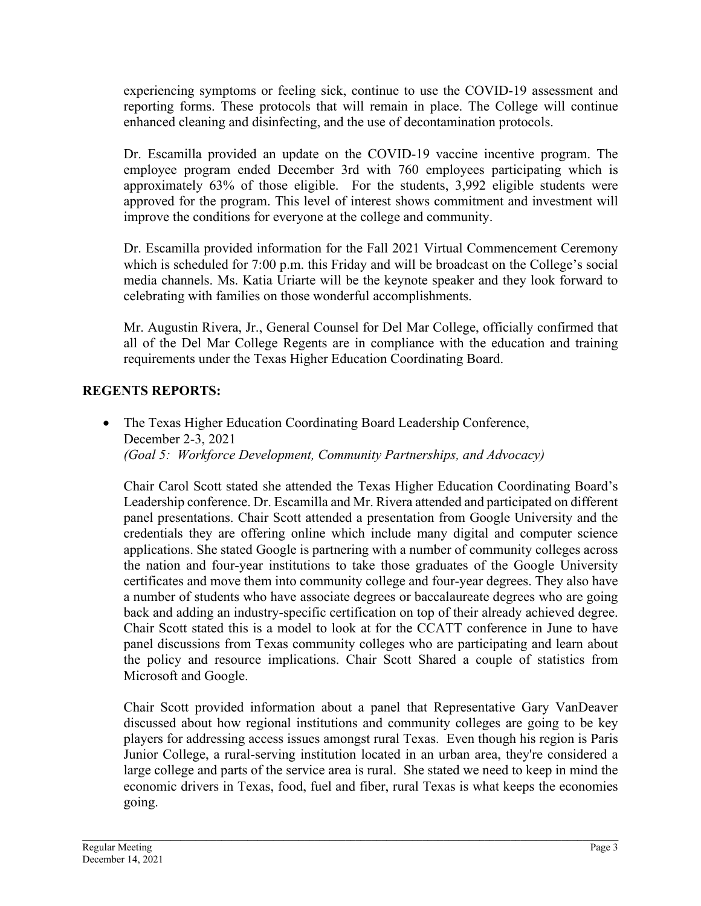experiencing symptoms or feeling sick, continue to use the COVID-19 assessment and reporting forms. These protocols that will remain in place. The College will continue enhanced cleaning and disinfecting, and the use of decontamination protocols.

Dr. Escamilla provided an update on the COVID-19 vaccine incentive program. The employee program ended December 3rd with 760 employees participating which is approximately 63% of those eligible. For the students, 3,992 eligible students were approved for the program. This level of interest shows commitment and investment will improve the conditions for everyone at the college and community.

Dr. Escamilla provided information for the Fall 2021 Virtual Commencement Ceremony which is scheduled for 7:00 p.m. this Friday and will be broadcast on the College's social media channels. Ms. Katia Uriarte will be the keynote speaker and they look forward to celebrating with families on those wonderful accomplishments.

Mr. Augustin Rivera, Jr., General Counsel for Del Mar College, officially confirmed that all of the Del Mar College Regents are in compliance with the education and training requirements under the Texas Higher Education Coordinating Board.

**REGENTS REPORTS:**

- The Texas Higher Education Coordinating Board Leadership Conference, December 2-3, 2021
  *(Goal 5: Workforce Development, Community Partnerships, and Advocacy)*

  Chair Carol Scott stated she attended the Texas Higher Education Coordinating Board's Leadership conference. Dr. Escamilla and Mr. Rivera attended and participated on different panel presentations. Chair Scott attended a presentation from Google University and the credentials they are offering online which include many digital and computer science applications. She stated Google is partnering with a number of community colleges across the nation and four-year institutions to take those graduates of the Google University certificates and move them into community college and four-year degrees. They also have a number of students who have associate degrees or baccalaureate degrees who are going back and adding an industry-specific certification on top of their already achieved degree. Chair Scott stated this is a model to look at for the CCATT conference in June to have panel discussions from Texas community colleges who are participating and learn about the policy and resource implications. Chair Scott Shared a couple of statistics from Microsoft and Google.

  Chair Scott provided information about a panel that Representative Gary VanDeaver discussed about how regional institutions and community colleges are going to be key players for addressing access issues amongst rural Texas. Even though his region is Paris Junior College, a rural-serving institution located in an urban area, they're considered a large college and parts of the service area is rural. She stated we need to keep in mind the economic drivers in Texas, food, fuel and fiber, rural Texas is what keeps the economies going.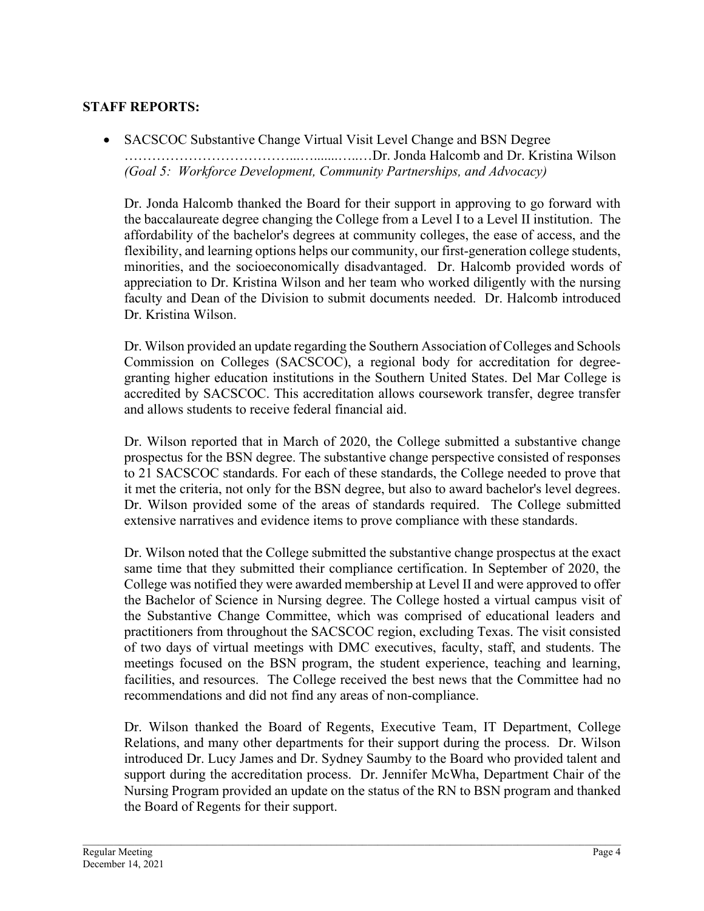**STAFF REPORTS:**

- SACSCOC Substantive Change Virtual Visit Level Change and BSN Degree ………………………………...…......…...…Dr. Jonda Halcomb and Dr. Kristina Wilson
  *(Goal 5: Workforce Development, Community Partnerships, and Advocacy)*

  Dr. Jonda Halcomb thanked the Board for their support in approving to go forward with the baccalaureate degree changing the College from a Level I to a Level II institution. The affordability of the bachelor's degrees at community colleges, the ease of access, and the flexibility, and learning options helps our community, our first-generation college students, minorities, and the socioeconomically disadvantaged. Dr. Halcomb provided words of appreciation to Dr. Kristina Wilson and her team who worked diligently with the nursing faculty and Dean of the Division to submit documents needed. Dr. Halcomb introduced Dr. Kristina Wilson.

  Dr. Wilson provided an update regarding the Southern Association of Colleges and Schools Commission on Colleges (SACSCOC), a regional body for accreditation for degree-granting higher education institutions in the Southern United States. Del Mar College is accredited by SACSCOC. This accreditation allows coursework transfer, degree transfer and allows students to receive federal financial aid.

  Dr. Wilson reported that in March of 2020, the College submitted a substantive change prospectus for the BSN degree. The substantive change perspective consisted of responses to 21 SACSCOC standards. For each of these standards, the College needed to prove that it met the criteria, not only for the BSN degree, but also to award bachelor's level degrees. Dr. Wilson provided some of the areas of standards required. The College submitted extensive narratives and evidence items to prove compliance with these standards.

  Dr. Wilson noted that the College submitted the substantive change prospectus at the exact same time that they submitted their compliance certification. In September of 2020, the College was notified they were awarded membership at Level II and were approved to offer the Bachelor of Science in Nursing degree. The College hosted a virtual campus visit of the Substantive Change Committee, which was comprised of educational leaders and practitioners from throughout the SACSCOC region, excluding Texas. The visit consisted of two days of virtual meetings with DMC executives, faculty, staff, and students. The meetings focused on the BSN program, the student experience, teaching and learning, facilities, and resources. The College received the best news that the Committee had no recommendations and did not find any areas of non-compliance.

  Dr. Wilson thanked the Board of Regents, Executive Team, IT Department, College Relations, and many other departments for their support during the process. Dr. Wilson introduced Dr. Lucy James and Dr. Sydney Saumby to the Board who provided talent and support during the accreditation process. Dr. Jennifer McWha, Department Chair of the Nursing Program provided an update on the status of the RN to BSN program and thanked the Board of Regents for their support.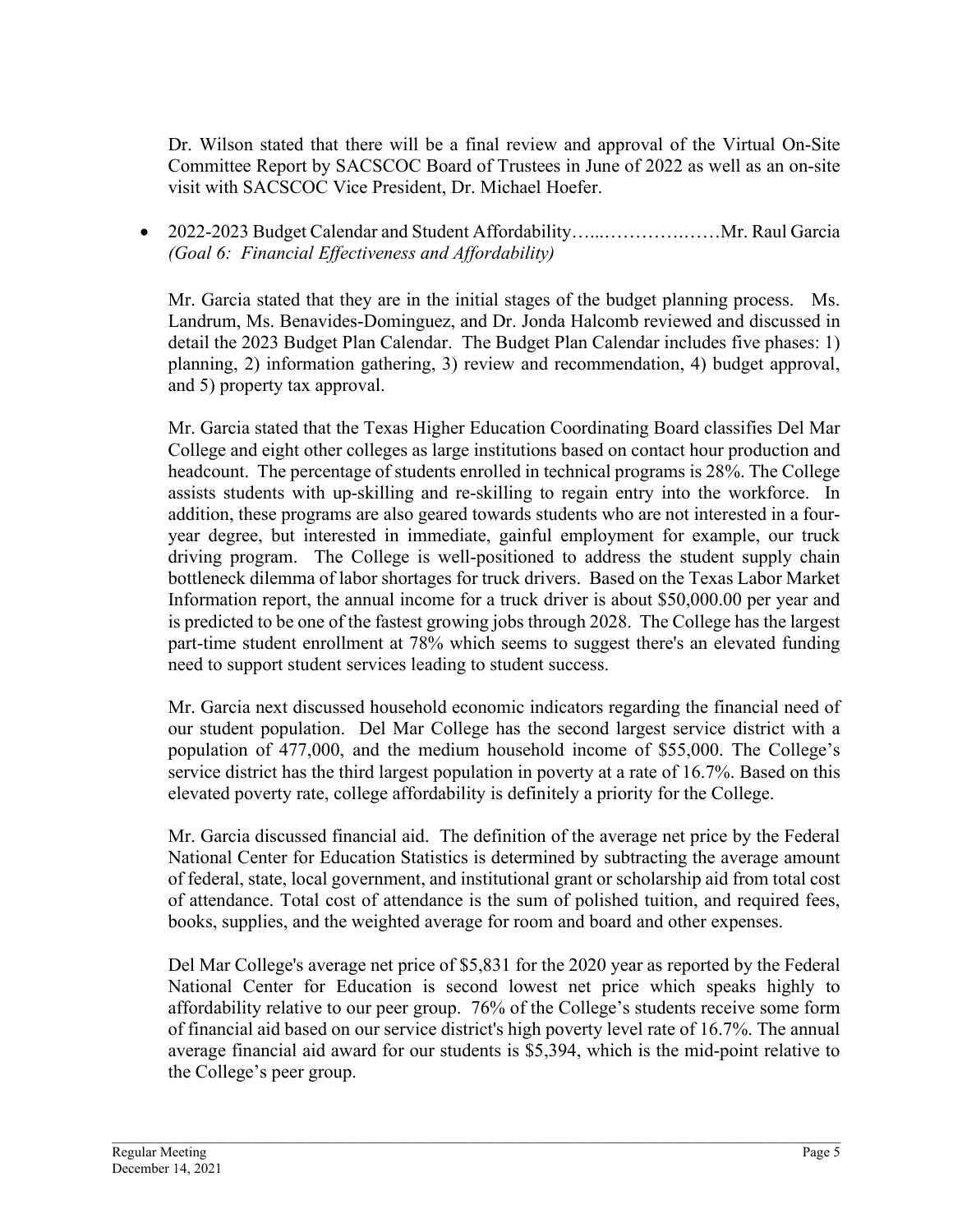Dr. Wilson stated that there will be a final review and approval of the Virtual On-Site Committee Report by SACSCOC Board of Trustees in June of 2022 as well as an on-site visit with SACSCOC Vice President, Dr. Michael Hoefer.

- 2022-2023 Budget Calendar and Student Affordability…...…………….……Mr. Raul Garcia *(Goal 6: Financial Effectiveness and Affordability)*

  Mr. Garcia stated that they are in the initial stages of the budget planning process. Ms. Landrum, Ms. Benavides-Dominguez, and Dr. Jonda Halcomb reviewed and discussed in detail the 2023 Budget Plan Calendar. The Budget Plan Calendar includes five phases: 1) planning, 2) information gathering, 3) review and recommendation, 4) budget approval, and 5) property tax approval.

  Mr. Garcia stated that the Texas Higher Education Coordinating Board classifies Del Mar College and eight other colleges as large institutions based on contact hour production and headcount. The percentage of students enrolled in technical programs is 28%. The College assists students with up-skilling and re-skilling to regain entry into the workforce. In addition, these programs are also geared towards students who are not interested in a four-year degree, but interested in immediate, gainful employment for example, our truck driving program. The College is well-positioned to address the student supply chain bottleneck dilemma of labor shortages for truck drivers. Based on the Texas Labor Market Information report, the annual income for a truck driver is about $50,000.00 per year and is predicted to be one of the fastest growing jobs through 2028. The College has the largest part-time student enrollment at 78% which seems to suggest there's an elevated funding need to support student services leading to student success.

  Mr. Garcia next discussed household economic indicators regarding the financial need of our student population. Del Mar College has the second largest service district with a population of 477,000, and the medium household income of $55,000. The College's service district has the third largest population in poverty at a rate of 16.7%. Based on this elevated poverty rate, college affordability is definitely a priority for the College.

  Mr. Garcia discussed financial aid. The definition of the average net price by the Federal National Center for Education Statistics is determined by subtracting the average amount of federal, state, local government, and institutional grant or scholarship aid from total cost of attendance. Total cost of attendance is the sum of polished tuition, and required fees, books, supplies, and the weighted average for room and board and other expenses.

  Del Mar College's average net price of $5,831 for the 2020 year as reported by the Federal National Center for Education is second lowest net price which speaks highly to affordability relative to our peer group. 76% of the College's students receive some form of financial aid based on our service district's high poverty level rate of 16.7%. The annual average financial aid award for our students is $5,394, which is the mid-point relative to the College's peer group.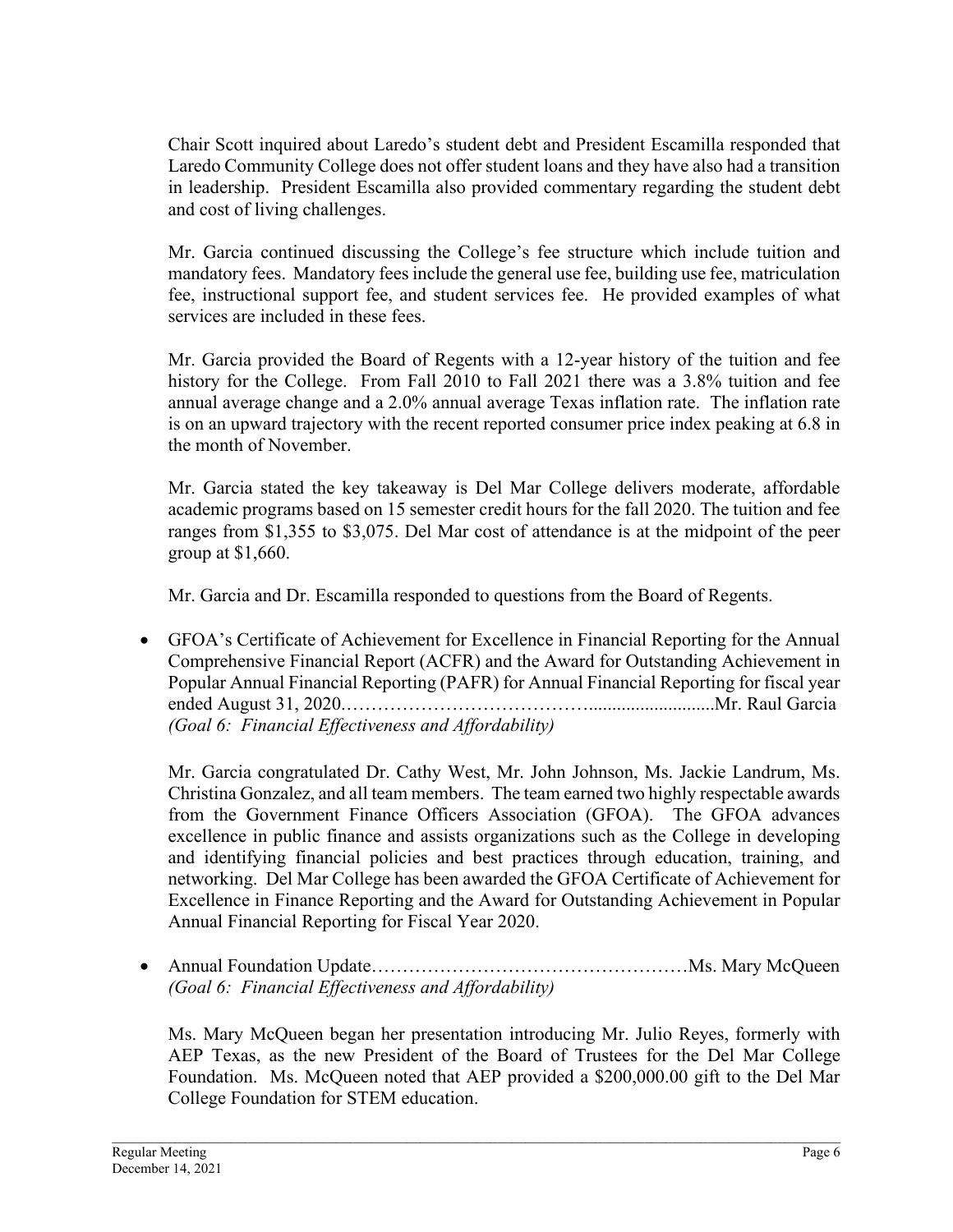Chair Scott inquired about Laredo's student debt and President Escamilla responded that Laredo Community College does not offer student loans and they have also had a transition in leadership. President Escamilla also provided commentary regarding the student debt and cost of living challenges.

Mr. Garcia continued discussing the College's fee structure which include tuition and mandatory fees. Mandatory fees include the general use fee, building use fee, matriculation fee, instructional support fee, and student services fee. He provided examples of what services are included in these fees.

Mr. Garcia provided the Board of Regents with a 12-year history of the tuition and fee history for the College. From Fall 2010 to Fall 2021 there was a 3.8% tuition and fee annual average change and a 2.0% annual average Texas inflation rate. The inflation rate is on an upward trajectory with the recent reported consumer price index peaking at 6.8 in the month of November.

Mr. Garcia stated the key takeaway is Del Mar College delivers moderate, affordable academic programs based on 15 semester credit hours for the fall 2020. The tuition and fee ranges from $1,355 to $3,075. Del Mar cost of attendance is at the midpoint of the peer group at $1,660.

Mr. Garcia and Dr. Escamilla responded to questions from the Board of Regents.

- GFOA's Certificate of Achievement for Excellence in Financial Reporting for the Annual Comprehensive Financial Report (ACFR) and the Award for Outstanding Achievement in Popular Annual Financial Reporting (PAFR) for Annual Financial Reporting for fiscal year ended August 31, 2020………………………………….........................Mr. Raul Garcia
  *(Goal 6: Financial Effectiveness and Affordability)*

  Mr. Garcia congratulated Dr. Cathy West, Mr. John Johnson, Ms. Jackie Landrum, Ms. Christina Gonzalez, and all team members. The team earned two highly respectable awards from the Government Finance Officers Association (GFOA). The GFOA advances excellence in public finance and assists organizations such as the College in developing and identifying financial policies and best practices through education, training, and networking. Del Mar College has been awarded the GFOA Certificate of Achievement for Excellence in Finance Reporting and the Award for Outstanding Achievement in Popular Annual Financial Reporting for Fiscal Year 2020.

- Annual Foundation Update……………………………………………Ms. Mary McQueen
  *(Goal 6: Financial Effectiveness and Affordability)*

  Ms. Mary McQueen began her presentation introducing Mr. Julio Reyes, formerly with AEP Texas, as the new President of the Board of Trustees for the Del Mar College Foundation. Ms. McQueen noted that AEP provided a $200,000.00 gift to the Del Mar College Foundation for STEM education.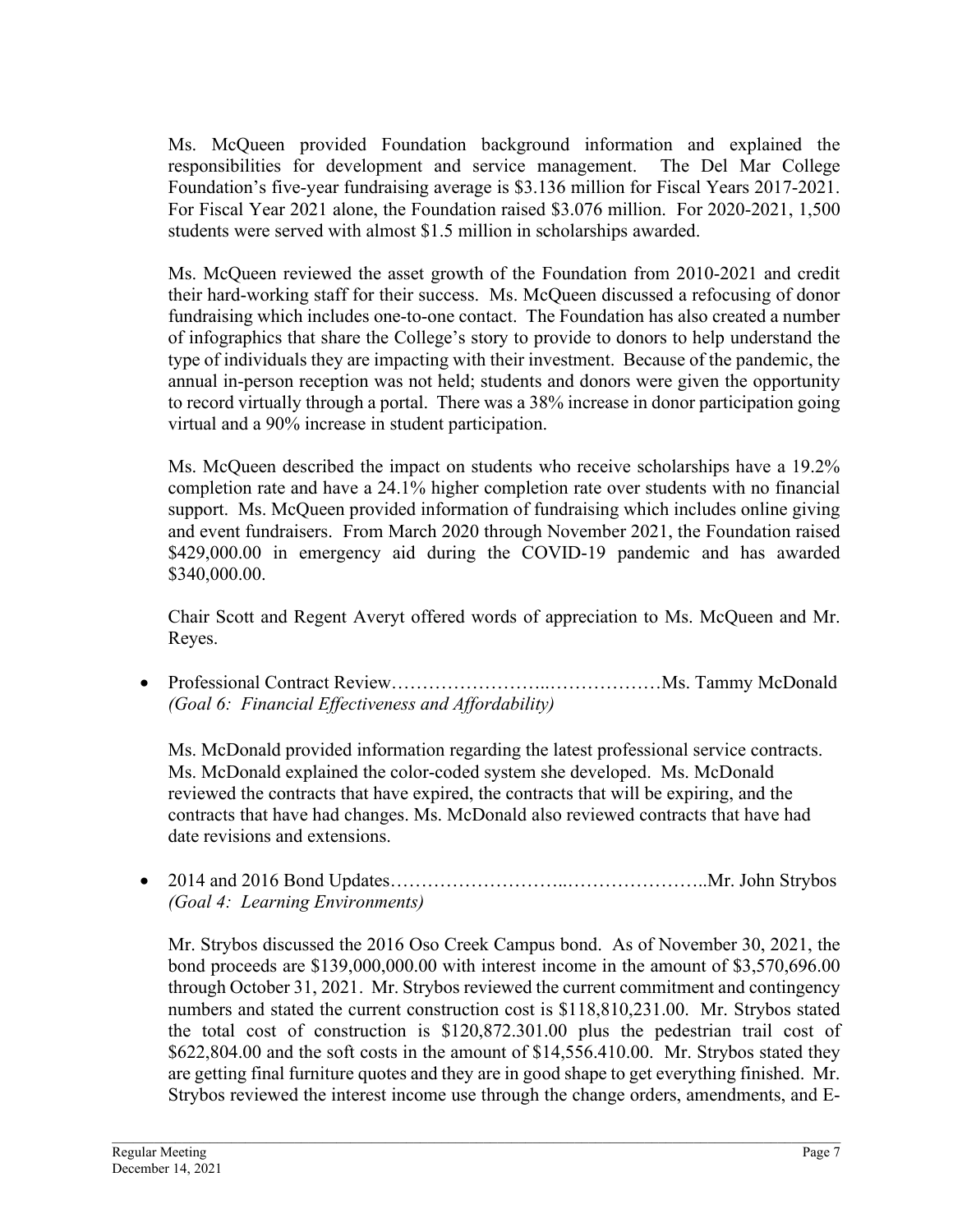Ms. McQueen provided Foundation background information and explained the responsibilities for development and service management. The Del Mar College Foundation's five-year fundraising average is $3.136 million for Fiscal Years 2017-2021. For Fiscal Year 2021 alone, the Foundation raised $3.076 million. For 2020-2021, 1,500 students were served with almost $1.5 million in scholarships awarded.

Ms. McQueen reviewed the asset growth of the Foundation from 2010-2021 and credit their hard-working staff for their success. Ms. McQueen discussed a refocusing of donor fundraising which includes one-to-one contact. The Foundation has also created a number of infographics that share the College's story to provide to donors to help understand the type of individuals they are impacting with their investment. Because of the pandemic, the annual in-person reception was not held; students and donors were given the opportunity to record virtually through a portal. There was a 38% increase in donor participation going virtual and a 90% increase in student participation.

Ms. McQueen described the impact on students who receive scholarships have a 19.2% completion rate and have a 24.1% higher completion rate over students with no financial support. Ms. McQueen provided information of fundraising which includes online giving and event fundraisers. From March 2020 through November 2021, the Foundation raised $429,000.00 in emergency aid during the COVID-19 pandemic and has awarded $340,000.00.

Chair Scott and Regent Averyt offered words of appreciation to Ms. McQueen and Mr. Reyes.

- Professional Contract Review……………………..………………Ms. Tammy McDonald
  *(Goal 6: Financial Effectiveness and Affordability)*

  Ms. McDonald provided information regarding the latest professional service contracts. Ms. McDonald explained the color-coded system she developed. Ms. McDonald reviewed the contracts that have expired, the contracts that will be expiring, and the contracts that have had changes. Ms. McDonald also reviewed contracts that have had date revisions and extensions.

- 2014 and 2016 Bond Updates……………………..…………………..Mr. John Strybos
  *(Goal 4: Learning Environments)*

  Mr. Strybos discussed the 2016 Oso Creek Campus bond. As of November 30, 2021, the bond proceeds are $139,000,000.00 with interest income in the amount of $3,570,696.00 through October 31, 2021. Mr. Strybos reviewed the current commitment and contingency numbers and stated the current construction cost is $118,810,231.00. Mr. Strybos stated the total cost of construction is $120,872.301.00 plus the pedestrian trail cost of $622,804.00 and the soft costs in the amount of $14,556.410.00. Mr. Strybos stated they are getting final furniture quotes and they are in good shape to get everything finished. Mr. Strybos reviewed the interest income use through the change orders, amendments, and E-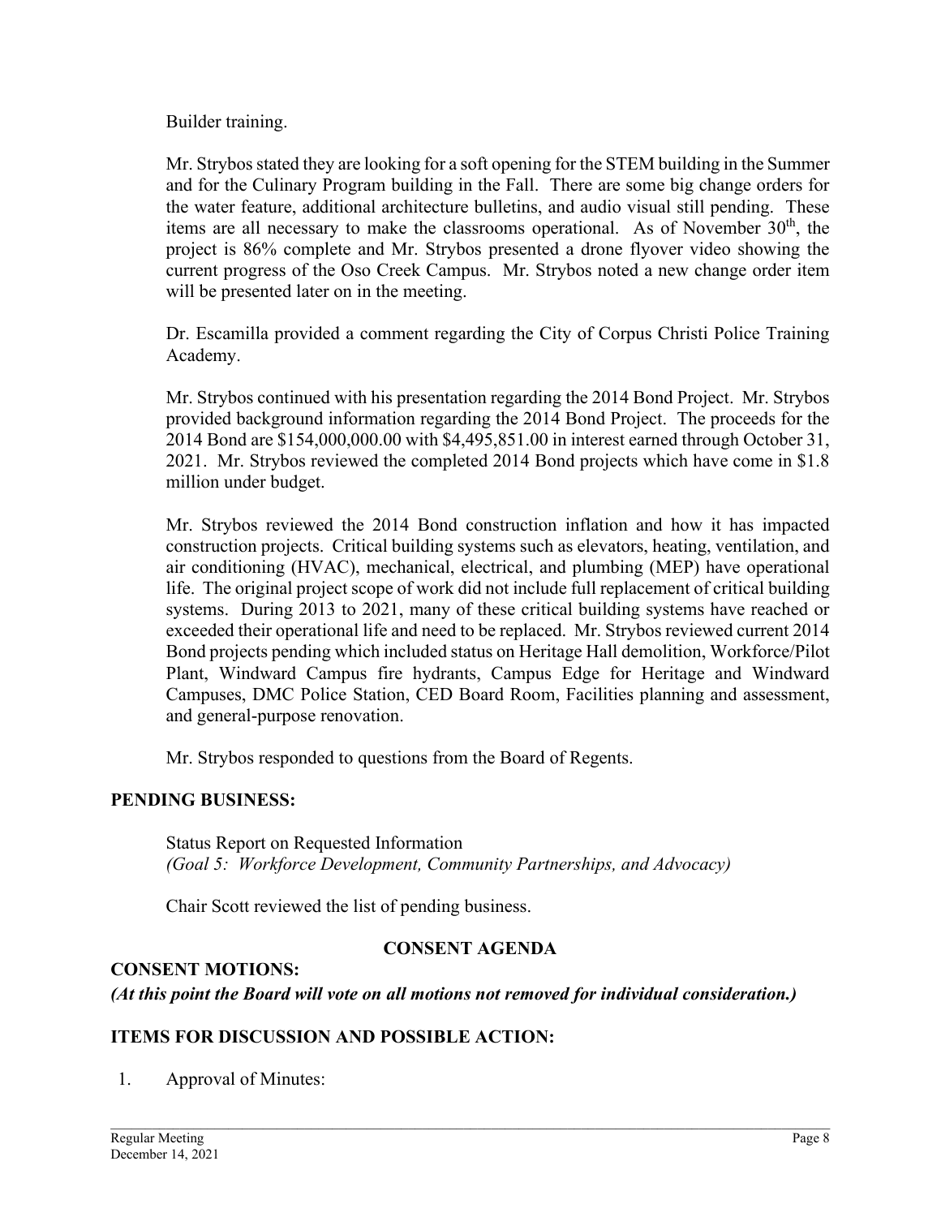Builder training.

Mr. Strybos stated they are looking for a soft opening for the STEM building in the Summer and for the Culinary Program building in the Fall. There are some big change orders for the water feature, additional architecture bulletins, and audio visual still pending. These items are all necessary to make the classrooms operational. As of November 30th, the project is 86% complete and Mr. Strybos presented a drone flyover video showing the current progress of the Oso Creek Campus. Mr. Strybos noted a new change order item will be presented later on in the meeting.

Dr. Escamilla provided a comment regarding the City of Corpus Christi Police Training Academy.

Mr. Strybos continued with his presentation regarding the 2014 Bond Project. Mr. Strybos provided background information regarding the 2014 Bond Project. The proceeds for the 2014 Bond are $154,000,000.00 with $4,495,851.00 in interest earned through October 31, 2021. Mr. Strybos reviewed the completed 2014 Bond projects which have come in $1.8 million under budget.

Mr. Strybos reviewed the 2014 Bond construction inflation and how it has impacted construction projects. Critical building systems such as elevators, heating, ventilation, and air conditioning (HVAC), mechanical, electrical, and plumbing (MEP) have operational life. The original project scope of work did not include full replacement of critical building systems. During 2013 to 2021, many of these critical building systems have reached or exceeded their operational life and need to be replaced. Mr. Strybos reviewed current 2014 Bond projects pending which included status on Heritage Hall demolition, Workforce/Pilot Plant, Windward Campus fire hydrants, Campus Edge for Heritage and Windward Campuses, DMC Police Station, CED Board Room, Facilities planning and assessment, and general-purpose renovation.

Mr. Strybos responded to questions from the Board of Regents.

**PENDING BUSINESS:**

Status Report on Requested Information
*(Goal 5: Workforce Development, Community Partnerships, and Advocacy)*

Chair Scott reviewed the list of pending business.

**CONSENT AGENDA**

**CONSENT MOTIONS:**
***(At this point the Board will vote on all motions not removed for individual consideration.)***

**ITEMS FOR DISCUSSION AND POSSIBLE ACTION:**

1. Approval of Minutes: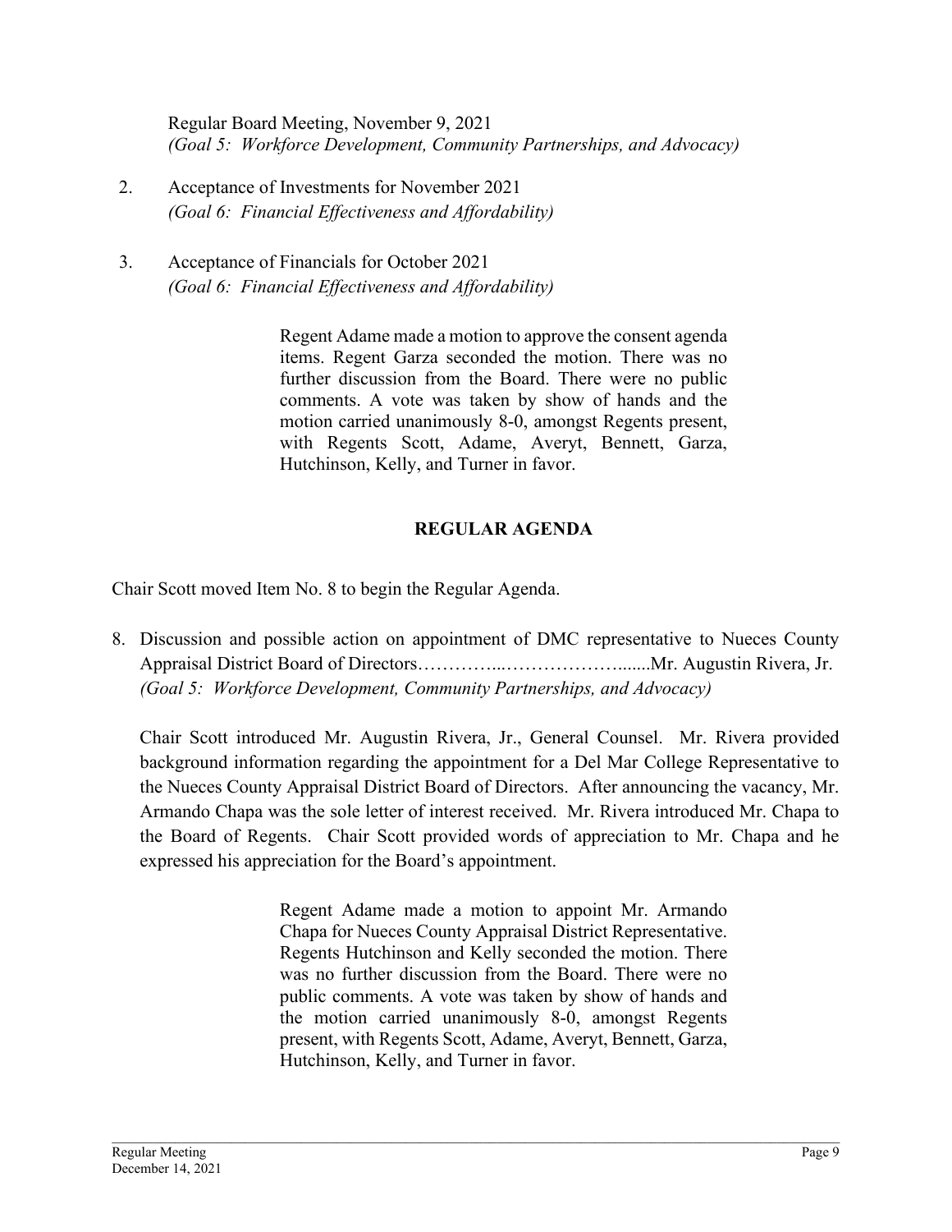Regular Board Meeting, November 9, 2021
*(Goal 5: Workforce Development, Community Partnerships, and Advocacy)*

2. Acceptance of Investments for November 2021
   *(Goal 6: Financial Effectiveness and Affordability)*

3. Acceptance of Financials for October 2021
   *(Goal 6: Financial Effectiveness and Affordability)*

> Regent Adame made a motion to approve the consent agenda items. Regent Garza seconded the motion. There was no further discussion from the Board. There were no public comments. A vote was taken by show of hands and the motion carried unanimously 8-0, amongst Regents present, with Regents Scott, Adame, Averyt, Bennett, Garza, Hutchinson, Kelly, and Turner in favor.

## REGULAR AGENDA

Chair Scott moved Item No. 8 to begin the Regular Agenda.

8. Discussion and possible action on appointment of DMC representative to Nueces County Appraisal District Board of Directors…………...…………………......Mr. Augustin Rivera, Jr.
   *(Goal 5: Workforce Development, Community Partnerships, and Advocacy)*

   Chair Scott introduced Mr. Augustin Rivera, Jr., General Counsel. Mr. Rivera provided background information regarding the appointment for a Del Mar College Representative to the Nueces County Appraisal District Board of Directors. After announcing the vacancy, Mr. Armando Chapa was the sole letter of interest received. Mr. Rivera introduced Mr. Chapa to the Board of Regents. Chair Scott provided words of appreciation to Mr. Chapa and he expressed his appreciation for the Board's appointment.

> Regent Adame made a motion to appoint Mr. Armando Chapa for Nueces County Appraisal District Representative. Regents Hutchinson and Kelly seconded the motion. There was no further discussion from the Board. There were no public comments. A vote was taken by show of hands and the motion carried unanimously 8-0, amongst Regents present, with Regents Scott, Adame, Averyt, Bennett, Garza, Hutchinson, Kelly, and Turner in favor.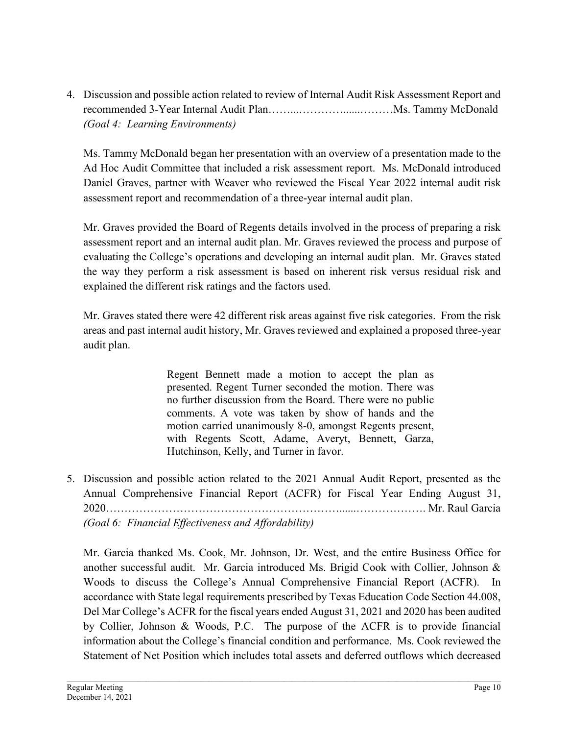4. Discussion and possible action related to review of Internal Audit Risk Assessment Report and recommended 3-Year Internal Audit Plan……...…………......………Ms. Tammy McDonald
   *(Goal 4: Learning Environments)*

   Ms. Tammy McDonald began her presentation with an overview of a presentation made to the Ad Hoc Audit Committee that included a risk assessment report. Ms. McDonald introduced Daniel Graves, partner with Weaver who reviewed the Fiscal Year 2022 internal audit risk assessment report and recommendation of a three-year internal audit plan.

   Mr. Graves provided the Board of Regents details involved in the process of preparing a risk assessment report and an internal audit plan. Mr. Graves reviewed the process and purpose of evaluating the College's operations and developing an internal audit plan. Mr. Graves stated the way they perform a risk assessment is based on inherent risk versus residual risk and explained the different risk ratings and the factors used.

   Mr. Graves stated there were 42 different risk areas against five risk categories. From the risk areas and past internal audit history, Mr. Graves reviewed and explained a proposed three-year audit plan.

   > Regent Bennett made a motion to accept the plan as presented. Regent Turner seconded the motion. There was no further discussion from the Board. There were no public comments. A vote was taken by show of hands and the motion carried unanimously 8-0, amongst Regents present, with Regents Scott, Adame, Averyt, Bennett, Garza, Hutchinson, Kelly, and Turner in favor.

5. Discussion and possible action related to the 2021 Annual Audit Report, presented as the Annual Comprehensive Financial Report (ACFR) for Fiscal Year Ending August 31, 2020…………………………………………………….....………………. Mr. Raul Garcia
   *(Goal 6: Financial Effectiveness and Affordability)*

   Mr. Garcia thanked Ms. Cook, Mr. Johnson, Dr. West, and the entire Business Office for another successful audit. Mr. Garcia introduced Ms. Brigid Cook with Collier, Johnson & Woods to discuss the College's Annual Comprehensive Financial Report (ACFR). In accordance with State legal requirements prescribed by Texas Education Code Section 44.008, Del Mar College's ACFR for the fiscal years ended August 31, 2021 and 2020 has been audited by Collier, Johnson & Woods, P.C. The purpose of the ACFR is to provide financial information about the College's financial condition and performance. Ms. Cook reviewed the Statement of Net Position which includes total assets and deferred outflows which decreased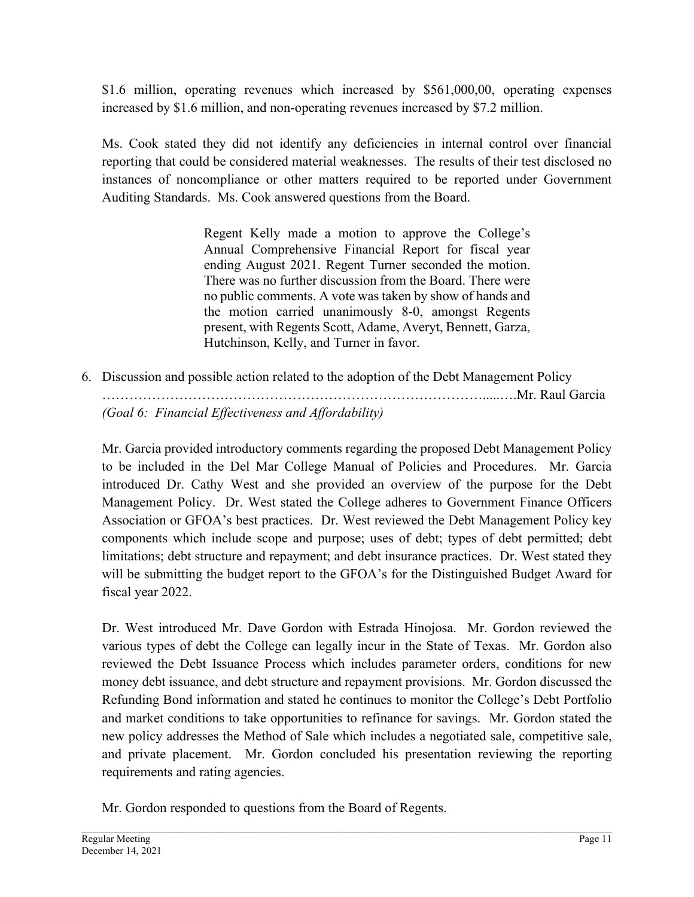$1.6 million, operating revenues which increased by $561,000,00, operating expenses increased by $1.6 million, and non-operating revenues increased by $7.2 million.

Ms. Cook stated they did not identify any deficiencies in internal control over financial reporting that could be considered material weaknesses. The results of their test disclosed no instances of noncompliance or other matters required to be reported under Government Auditing Standards. Ms. Cook answered questions from the Board.

> Regent Kelly made a motion to approve the College's Annual Comprehensive Financial Report for fiscal year ending August 2021. Regent Turner seconded the motion. There was no further discussion from the Board. There were no public comments. A vote was taken by show of hands and the motion carried unanimously 8-0, amongst Regents present, with Regents Scott, Adame, Averyt, Bennett, Garza, Hutchinson, Kelly, and Turner in favor.

6. Discussion and possible action related to the adoption of the Debt Management Policy ………………………………………………………………………….....….Mr. Raul Garcia
*(Goal 6: Financial Effectiveness and Affordability)*

Mr. Garcia provided introductory comments regarding the proposed Debt Management Policy to be included in the Del Mar College Manual of Policies and Procedures. Mr. Garcia introduced Dr. Cathy West and she provided an overview of the purpose for the Debt Management Policy. Dr. West stated the College adheres to Government Finance Officers Association or GFOA's best practices. Dr. West reviewed the Debt Management Policy key components which include scope and purpose; uses of debt; types of debt permitted; debt limitations; debt structure and repayment; and debt insurance practices. Dr. West stated they will be submitting the budget report to the GFOA's for the Distinguished Budget Award for fiscal year 2022.

Dr. West introduced Mr. Dave Gordon with Estrada Hinojosa. Mr. Gordon reviewed the various types of debt the College can legally incur in the State of Texas. Mr. Gordon also reviewed the Debt Issuance Process which includes parameter orders, conditions for new money debt issuance, and debt structure and repayment provisions. Mr. Gordon discussed the Refunding Bond information and stated he continues to monitor the College's Debt Portfolio and market conditions to take opportunities to refinance for savings. Mr. Gordon stated the new policy addresses the Method of Sale which includes a negotiated sale, competitive sale, and private placement. Mr. Gordon concluded his presentation reviewing the reporting requirements and rating agencies.

Mr. Gordon responded to questions from the Board of Regents.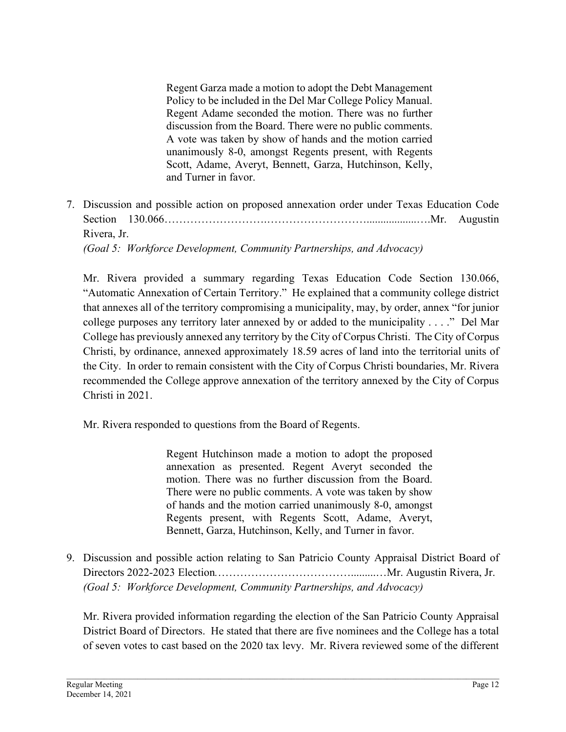> Regent Garza made a motion to adopt the Debt Management Policy to be included in the Del Mar College Policy Manual. Regent Adame seconded the motion. There was no further discussion from the Board. There were no public comments. A vote was taken by show of hands and the motion carried unanimously 8-0, amongst Regents present, with Regents Scott, Adame, Averyt, Bennett, Garza, Hutchinson, Kelly, and Turner in favor.

7. Discussion and possible action on proposed annexation order under Texas Education Code Section 130.066……………………….…………………….................….Mr. Augustin Rivera, Jr.
*(Goal 5: Workforce Development, Community Partnerships, and Advocacy)*

Mr. Rivera provided a summary regarding Texas Education Code Section 130.066, "Automatic Annexation of Certain Territory." He explained that a community college district that annexes all of the territory compromising a municipality, may, by order, annex "for junior college purposes any territory later annexed by or added to the municipality . . . ." Del Mar College has previously annexed any territory by the City of Corpus Christi. The City of Corpus Christi, by ordinance, annexed approximately 18.59 acres of land into the territorial units of the City. In order to remain consistent with the City of Corpus Christi boundaries, Mr. Rivera recommended the College approve annexation of the territory annexed by the City of Corpus Christi in 2021.

Mr. Rivera responded to questions from the Board of Regents.

> Regent Hutchinson made a motion to adopt the proposed annexation as presented. Regent Averyt seconded the motion. There was no further discussion from the Board. There were no public comments. A vote was taken by show of hands and the motion carried unanimously 8-0, amongst Regents present, with Regents Scott, Adame, Averyt, Bennett, Garza, Hutchinson, Kelly, and Turner in favor.

9. Discussion and possible action relating to San Patricio County Appraisal District Board of Directors 2022-2023 Election*.*……………………………….........…Mr. Augustin Rivera, Jr.
*(Goal 5: Workforce Development, Community Partnerships, and Advocacy)*

Mr. Rivera provided information regarding the election of the San Patricio County Appraisal District Board of Directors. He stated that there are five nominees and the College has a total of seven votes to cast based on the 2020 tax levy. Mr. Rivera reviewed some of the different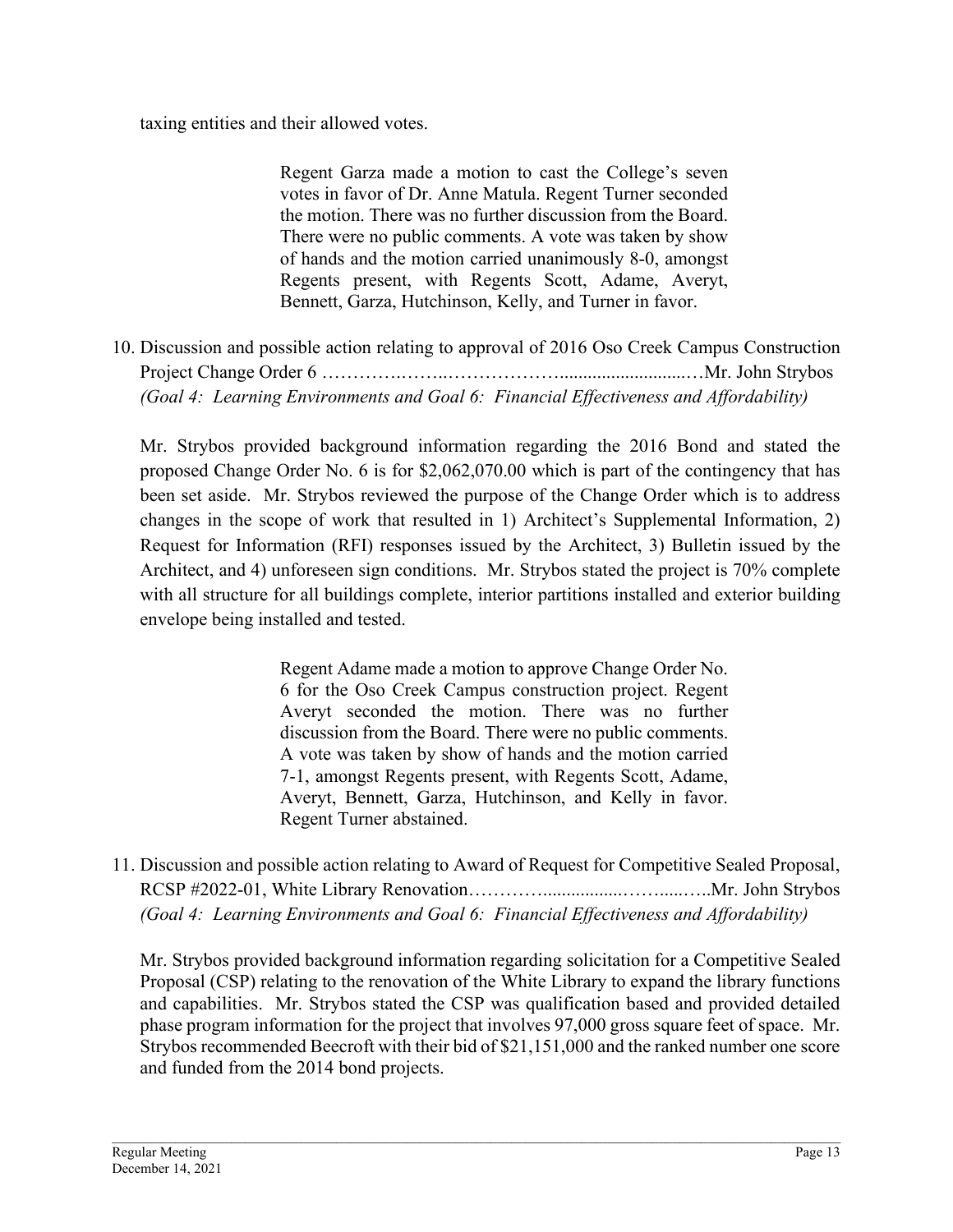taxing entities and their allowed votes.

> Regent Garza made a motion to cast the College's seven votes in favor of Dr. Anne Matula. Regent Turner seconded the motion. There was no further discussion from the Board. There were no public comments. A vote was taken by show of hands and the motion carried unanimously 8-0, amongst Regents present, with Regents Scott, Adame, Averyt, Bennett, Garza, Hutchinson, Kelly, and Turner in favor.

10. Discussion and possible action relating to approval of 2016 Oso Creek Campus Construction Project Change Order 6 ……………………………………………Mr. John Strybos
*(Goal 4: Learning Environments and Goal 6: Financial Effectiveness and Affordability)*

Mr. Strybos provided background information regarding the 2016 Bond and stated the proposed Change Order No. 6 is for $2,062,070.00 which is part of the contingency that has been set aside. Mr. Strybos reviewed the purpose of the Change Order which is to address changes in the scope of work that resulted in 1) Architect's Supplemental Information, 2) Request for Information (RFI) responses issued by the Architect, 3) Bulletin issued by the Architect, and 4) unforeseen sign conditions. Mr. Strybos stated the project is 70% complete with all structure for all buildings complete, interior partitions installed and exterior building envelope being installed and tested.

> Regent Adame made a motion to approve Change Order No. 6 for the Oso Creek Campus construction project. Regent Averyt seconded the motion. There was no further discussion from the Board. There were no public comments. A vote was taken by show of hands and the motion carried 7-1, amongst Regents present, with Regents Scott, Adame, Averyt, Bennett, Garza, Hutchinson, and Kelly in favor. Regent Turner abstained.

11. Discussion and possible action relating to Award of Request for Competitive Sealed Proposal, RCSP #2022-01, White Library Renovation……………………………………Mr. John Strybos
*(Goal 4: Learning Environments and Goal 6: Financial Effectiveness and Affordability)*

Mr. Strybos provided background information regarding solicitation for a Competitive Sealed Proposal (CSP) relating to the renovation of the White Library to expand the library functions and capabilities. Mr. Strybos stated the CSP was qualification based and provided detailed phase program information for the project that involves 97,000 gross square feet of space. Mr. Strybos recommended Beecroft with their bid of $21,151,000 and the ranked number one score and funded from the 2014 bond projects.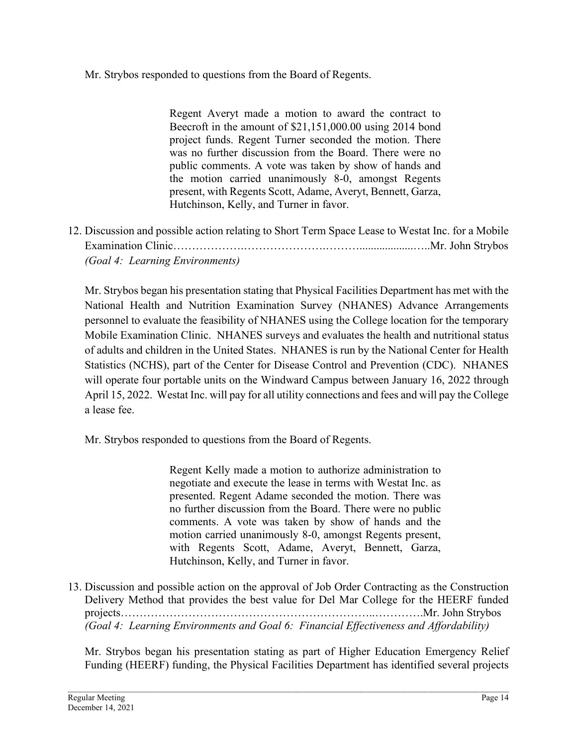Mr. Strybos responded to questions from the Board of Regents.

> Regent Averyt made a motion to award the contract to Beecroft in the amount of $21,151,000.00 using 2014 bond project funds. Regent Turner seconded the motion. There was no further discussion from the Board. There were no public comments. A vote was taken by show of hands and the motion carried unanimously 8-0, amongst Regents present, with Regents Scott, Adame, Averyt, Bennett, Garza, Hutchinson, Kelly, and Turner in favor.

12. Discussion and possible action relating to Short Term Space Lease to Westat Inc. for a Mobile Examination Clinic……………….………………….………....................…..Mr. John Strybos
*(Goal 4: Learning Environments)*

Mr. Strybos began his presentation stating that Physical Facilities Department has met with the National Health and Nutrition Examination Survey (NHANES) Advance Arrangements personnel to evaluate the feasibility of NHANES using the College location for the temporary Mobile Examination Clinic. NHANES surveys and evaluates the health and nutritional status of adults and children in the United States. NHANES is run by the National Center for Health Statistics (NCHS), part of the Center for Disease Control and Prevention (CDC). NHANES will operate four portable units on the Windward Campus between January 16, 2022 through April 15, 2022. Westat Inc. will pay for all utility connections and fees and will pay the College a lease fee.

Mr. Strybos responded to questions from the Board of Regents.

> Regent Kelly made a motion to authorize administration to negotiate and execute the lease in terms with Westat Inc. as presented. Regent Adame seconded the motion. There was no further discussion from the Board. There were no public comments. A vote was taken by show of hands and the motion carried unanimously 8-0, amongst Regents present, with Regents Scott, Adame, Averyt, Bennett, Garza, Hutchinson, Kelly, and Turner in favor.

13. Discussion and possible action on the approval of Job Order Contracting as the Construction Delivery Method that provides the best value for Del Mar College for the HEERF funded projects……………………………………………………..………….Mr. John Strybos
*(Goal 4: Learning Environments and Goal 6: Financial Effectiveness and Affordability)*

Mr. Strybos began his presentation stating as part of Higher Education Emergency Relief Funding (HEERF) funding, the Physical Facilities Department has identified several projects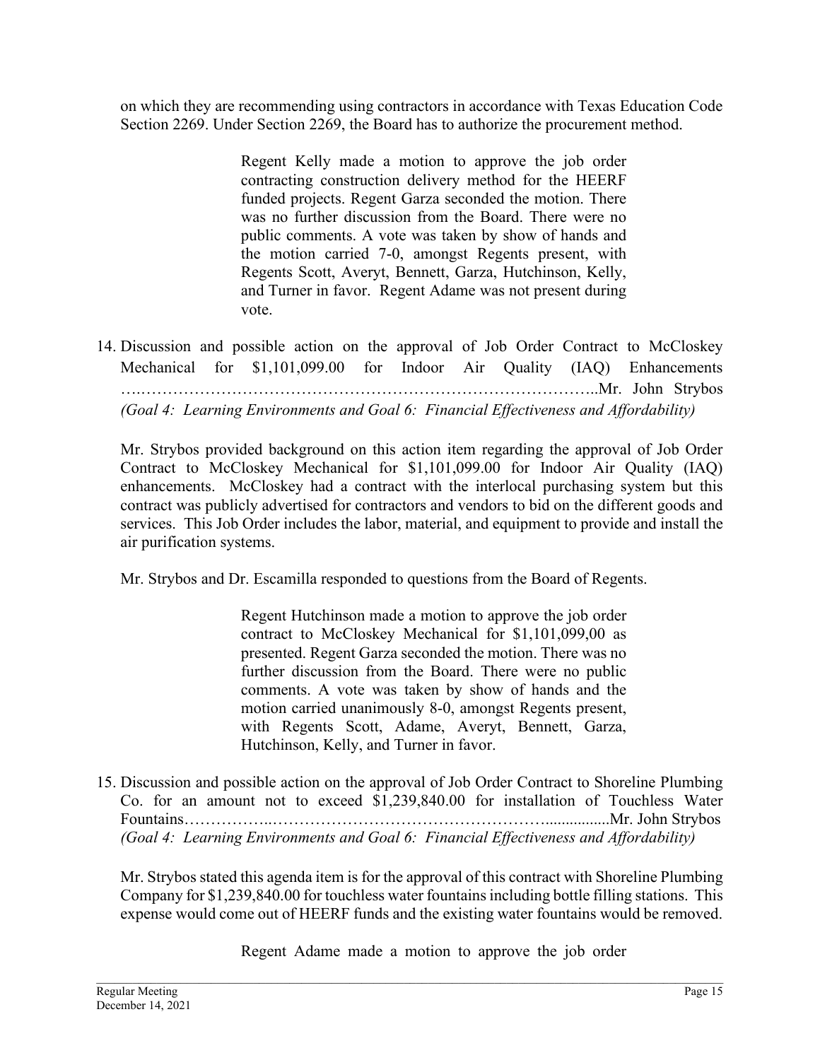on which they are recommending using contractors in accordance with Texas Education Code Section 2269. Under Section 2269, the Board has to authorize the procurement method.

> Regent Kelly made a motion to approve the job order contracting construction delivery method for the HEERF funded projects. Regent Garza seconded the motion. There was no further discussion from the Board. There were no public comments. A vote was taken by show of hands and the motion carried 7-0, amongst Regents present, with Regents Scott, Averyt, Bennett, Garza, Hutchinson, Kelly, and Turner in favor. Regent Adame was not present during vote.

14. Discussion and possible action on the approval of Job Order Contract to McCloskey Mechanical for $1,101,099.00 for Indoor Air Quality (IAQ) Enhancements …..……………………………………………………………………………..Mr. John Strybos
*(Goal 4: Learning Environments and Goal 6: Financial Effectiveness and Affordability)*

Mr. Strybos provided background on this action item regarding the approval of Job Order Contract to McCloskey Mechanical for $1,101,099.00 for Indoor Air Quality (IAQ) enhancements. McCloskey had a contract with the interlocal purchasing system but this contract was publicly advertised for contractors and vendors to bid on the different goods and services. This Job Order includes the labor, material, and equipment to provide and install the air purification systems.

Mr. Strybos and Dr. Escamilla responded to questions from the Board of Regents.

> Regent Hutchinson made a motion to approve the job order contract to McCloskey Mechanical for $1,101,099,00 as presented. Regent Garza seconded the motion. There was no further discussion from the Board. There were no public comments. A vote was taken by show of hands and the motion carried unanimously 8-0, amongst Regents present, with Regents Scott, Adame, Averyt, Bennett, Garza, Hutchinson, Kelly, and Turner in favor.

15. Discussion and possible action on the approval of Job Order Contract to Shoreline Plumbing Co. for an amount not to exceed $1,239,840.00 for installation of Touchless Water Fountains……………..……………………………………………...............Mr. John Strybos
*(Goal 4: Learning Environments and Goal 6: Financial Effectiveness and Affordability)*

Mr. Strybos stated this agenda item is for the approval of this contract with Shoreline Plumbing Company for $1,239,840.00 for touchless water fountains including bottle filling stations. This expense would come out of HEERF funds and the existing water fountains would be removed.

> Regent Adame made a motion to approve the job order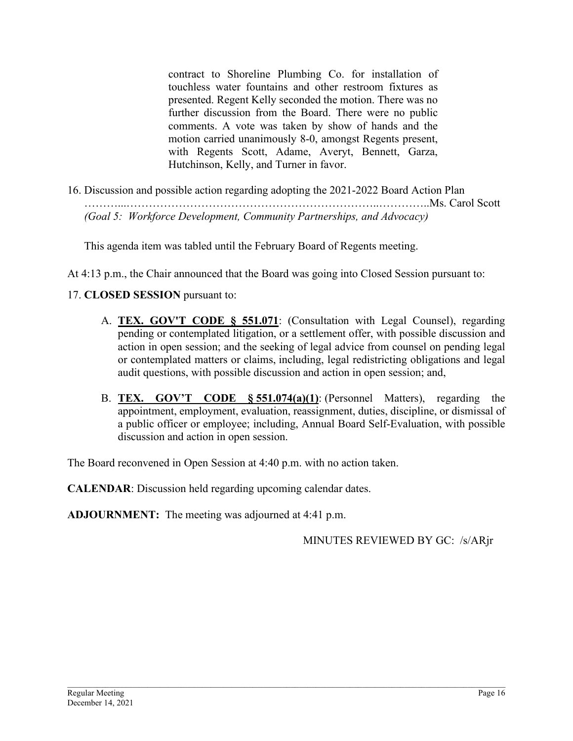contract to Shoreline Plumbing Co. for installation of touchless water fountains and other restroom fixtures as presented. Regent Kelly seconded the motion. There was no further discussion from the Board. There were no public comments. A vote was taken by show of hands and the motion carried unanimously 8-0, amongst Regents present, with Regents Scott, Adame, Averyt, Bennett, Garza, Hutchinson, Kelly, and Turner in favor.

16. Discussion and possible action regarding adopting the 2021-2022 Board Action Plan ………...…………………………………………………………..…………..Ms. Carol Scott
*(Goal 5: Workforce Development, Community Partnerships, and Advocacy)*

    This agenda item was tabled until the February Board of Regents meeting.

At 4:13 p.m., the Chair announced that the Board was going into Closed Session pursuant to:

17. **CLOSED SESSION** pursuant to:

    A. **TEX. GOV'T CODE § 551.071**: (Consultation with Legal Counsel), regarding pending or contemplated litigation, or a settlement offer, with possible discussion and action in open session; and the seeking of legal advice from counsel on pending legal or contemplated matters or claims, including, legal redistricting obligations and legal audit questions, with possible discussion and action in open session; and,

    B. **TEX. GOV'T CODE § 551.074(a)(1)**: (Personnel Matters), regarding the appointment, employment, evaluation, reassignment, duties, discipline, or dismissal of a public officer or employee; including, Annual Board Self-Evaluation, with possible discussion and action in open session.

The Board reconvened in Open Session at 4:40 p.m. with no action taken.

**CALENDAR**: Discussion held regarding upcoming calendar dates.

**ADJOURNMENT:** The meeting was adjourned at 4:41 p.m.

MINUTES REVIEWED BY GC: /s/ARjr